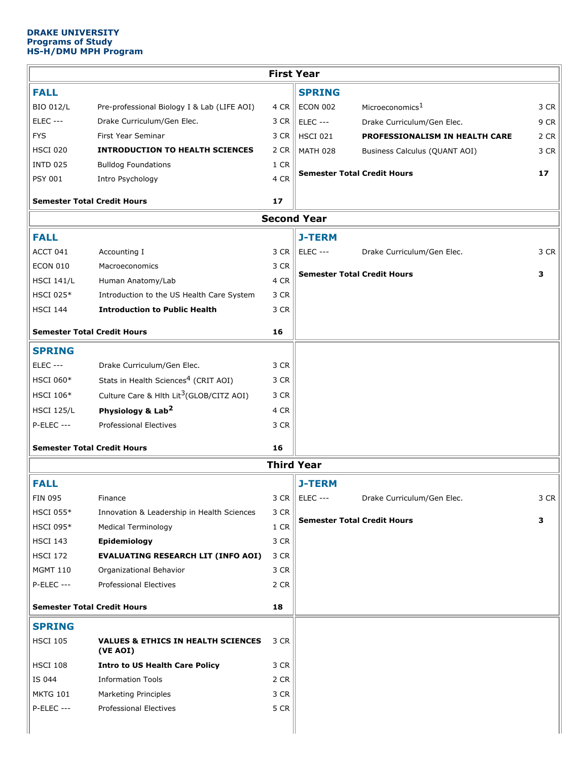**DRAKE UNIVERSITY**
**Programs of Study**
**HS-H/DMU MPH Program**

## First Year

### FALL

| Course | Title | Credits |
|---|---|---|
| BIO 012/L | Pre-professional Biology I & Lab (LIFE AOI) | 4 CR |
| ELEC --- | Drake Curriculum/Gen Elec. | 3 CR |
| FYS | First Year Seminar | 3 CR |
| HSCI 020 | **INTRODUCTION TO HEALTH SCIENCES** | 2 CR |
| INTD 025 | Bulldog Foundations | 1 CR |
| PSY 001 | Intro Psychology | 4 CR |
| **Semester Total Credit Hours** | | **17** |

### SPRING

| Course | Title | Credits |
|---|---|---|
| ECON 002 | Microeconomics[1] | 3 CR |
| ELEC --- | Drake Curriculum/Gen Elec. | 9 CR |
| HSCI 021 | **PROFESSIONALISM IN HEALTH CARE** | 2 CR |
| MATH 028 | Business Calculus (QUANT AOI) | 3 CR |
| **Semester Total Credit Hours** | | **17** |

## Second Year

### FALL

| Course | Title | Credits |
|---|---|---|
| ACCT 041 | Accounting I | 3 CR |
| ECON 010 | Macroeconomics | 3 CR |
| HSCI 141/L | Human Anatomy/Lab | 4 CR |
| HSCI 025* | Introduction to the US Health Care System | 3 CR |
| HSCI 144 | **Introduction to Public Health** | 3 CR |
| **Semester Total Credit Hours** | | **16** |

### J-TERM

| Course | Title | Credits |
|---|---|---|
| ELEC --- | Drake Curriculum/Gen Elec. | 3 CR |
| **Semester Total Credit Hours** | | **3** |

### SPRING

| Course | Title | Credits |
|---|---|---|
| ELEC --- | Drake Curriculum/Gen Elec. | 3 CR |
| HSCI 060* | Stats in Health Sciences[4] (CRIT AOI) | 3 CR |
| HSCI 106* | Culture Care & Hlth Lit[3](GLOB/CITZ AOI) | 3 CR |
| HSCI 125/L | **Physiology & Lab[2]** | 4 CR |
| P-ELEC --- | Professional Electives | 3 CR |
| **Semester Total Credit Hours** | | **16** |

## Third Year

### FALL

| Course | Title | Credits |
|---|---|---|
| FIN 095 | Finance | 3 CR |
| HSCI 055* | Innovation & Leadership in Health Sciences | 3 CR |
| HSCI 095* | Medical Terminology | 1 CR |
| HSCI 143 | **Epidemiology** | 3 CR |
| HSCI 172 | **EVALUATING RESEARCH LIT (INFO AOI)** | 3 CR |
| MGMT 110 | Organizational Behavior | 3 CR |
| P-ELEC --- | Professional Electives | 2 CR |
| **Semester Total Credit Hours** | | **18** |

### J-TERM

| Course | Title | Credits |
|---|---|---|
| ELEC --- | Drake Curriculum/Gen Elec. | 3 CR |
| **Semester Total Credit Hours** | | **3** |

### SPRING

| Course | Title | Credits |
|---|---|---|
| HSCI 105 | **VALUES & ETHICS IN HEALTH SCIENCES (VE AOI)** | 3 CR |
| HSCI 108 | **Intro to US Health Care Policy** | 3 CR |
| IS 044 | Information Tools | 2 CR |
| MKTG 101 | Marketing Principles | 3 CR |
| P-ELEC --- | Professional Electives | 5 CR |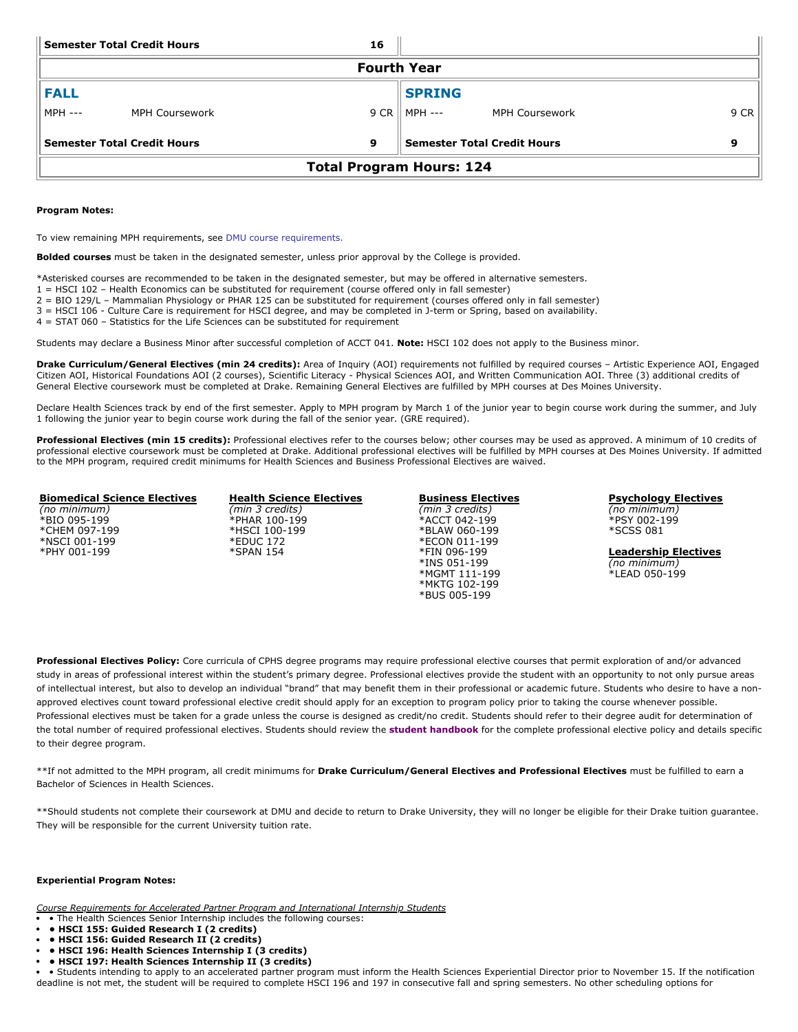| Semester Total Credit Hours | | 16 | | | |
|---|---|---|---|---|---|
| **Fourth Year** | | | | | |
| **FALL** | | | **SPRING** | | |
| MPH --- | MPH Coursework | 9 CR | MPH --- | MPH Coursework | 9 CR |
| **Semester Total Credit Hours** | | **9** | **Semester Total Credit Hours** | | **9** |
| **Total Program Hours: 124** | | | | | |

**Program Notes:**

To view remaining MPH requirements, see DMU course requirements.

**Bolded courses** must be taken in the designated semester, unless prior approval by the College is provided.

*Asterisked courses are recommended to be taken in the designated semester, but may be offered in alternative semesters.
1 = HSCI 102 – Health Economics can be substituted for requirement (course offered only in fall semester)
2 = BIO 129/L – Mammalian Physiology or PHAR 125 can be substituted for requirement (courses offered only in fall semester)
3 = HSCI 106 - Culture Care is requirement for HSCI degree, and may be completed in J-term or Spring, based on availability.
4 = STAT 060 – Statistics for the Life Sciences can be substituted for requirement

Students may declare a Business Minor after successful completion of ACCT 041. **Note:** HSCI 102 does not apply to the Business minor.

**Drake Curriculum/General Electives (min 24 credits):** Area of Inquiry (AOI) requirements not fulfilled by required courses – Artistic Experience AOI, Engaged Citizen AOI, Historical Foundations AOI (2 courses), Scientific Literacy - Physical Sciences AOI, and Written Communication AOI. Three (3) additional credits of General Elective coursework must be completed at Drake. Remaining General Electives are fulfilled by MPH courses at Des Moines University.

Declare Health Sciences track by end of the first semester. Apply to MPH program by March 1 of the junior year to begin course work during the summer, and July 1 following the junior year to begin course work during the fall of the senior year. (GRE required).

**Professional Electives (min 15 credits):** Professional electives refer to the courses below; other courses may be used as approved. A minimum of 10 credits of professional elective coursework must be completed at Drake. Additional professional electives will be fulfilled by MPH courses at Des Moines University. If admitted to the MPH program, required credit minimums for Health Sciences and Business Professional Electives are waived.

**Biomedical Science Electives**
*(no minimum)*
*BIO 095-199
*CHEM 097-199
*NSCI 001-199
*PHY 001-199

**Health Science Electives**
*(min 3 credits)*
*PHAR 100-199
*HSCI 100-199
*EDUC 172
*SPAN 154

**Business Electives**
*(min 3 credits)*
*ACCT 042-199
*BLAW 060-199
*ECON 011-199
*FIN 096-199
*INS 051-199
*MGMT 111-199
*MKTG 102-199
*BUS 005-199

**Psychology Electives**
*(no minimum)*
*PSY 002-199
*SCSS 081

**Leadership Electives**
*(no minimum)*
*LEAD 050-199

**Professional Electives Policy:** Core curricula of CPHS degree programs may require professional elective courses that permit exploration of and/or advanced study in areas of professional interest within the student's primary degree. Professional electives provide the student with an opportunity to not only pursue areas of intellectual interest, but also to develop an individual "brand" that may benefit them in their professional or academic future. Students who desire to have a non-approved electives count toward professional elective credit should apply for an exception to program policy prior to taking the course whenever possible. Professional electives must be taken for a grade unless the course is designed as credit/no credit. Students should refer to their degree audit for determination of the total number of required professional electives. Students should review the **student handbook** for the complete professional elective policy and details specific to their degree program.

**If not admitted to the MPH program, all credit minimums for **Drake Curriculum/General Electives and Professional Electives** must be fulfilled to earn a Bachelor of Sciences in Health Sciences.

**Should students not complete their coursework at DMU and decide to return to Drake University, they will no longer be eligible for their Drake tuition guarantee. They will be responsible for the current University tuition rate.

**Experiential Program Notes:**

*Course Requirements for Accelerated Partner Program and International Internship Students*

- • The Health Sciences Senior Internship includes the following courses:
- **• HSCI 155: Guided Research I (2 credits)**
- **• HSCI 156: Guided Research II (2 credits)**
- **• HSCI 196: Health Sciences Internship I (3 credits)**
- **• HSCI 197: Health Sciences Internship II (3 credits)**
- • Students intending to apply to an accelerated partner program must inform the Health Sciences Experiential Director prior to November 15. If the notification deadline is not met, the student will be required to complete HSCI 196 and 197 in consecutive fall and spring semesters. No other scheduling options for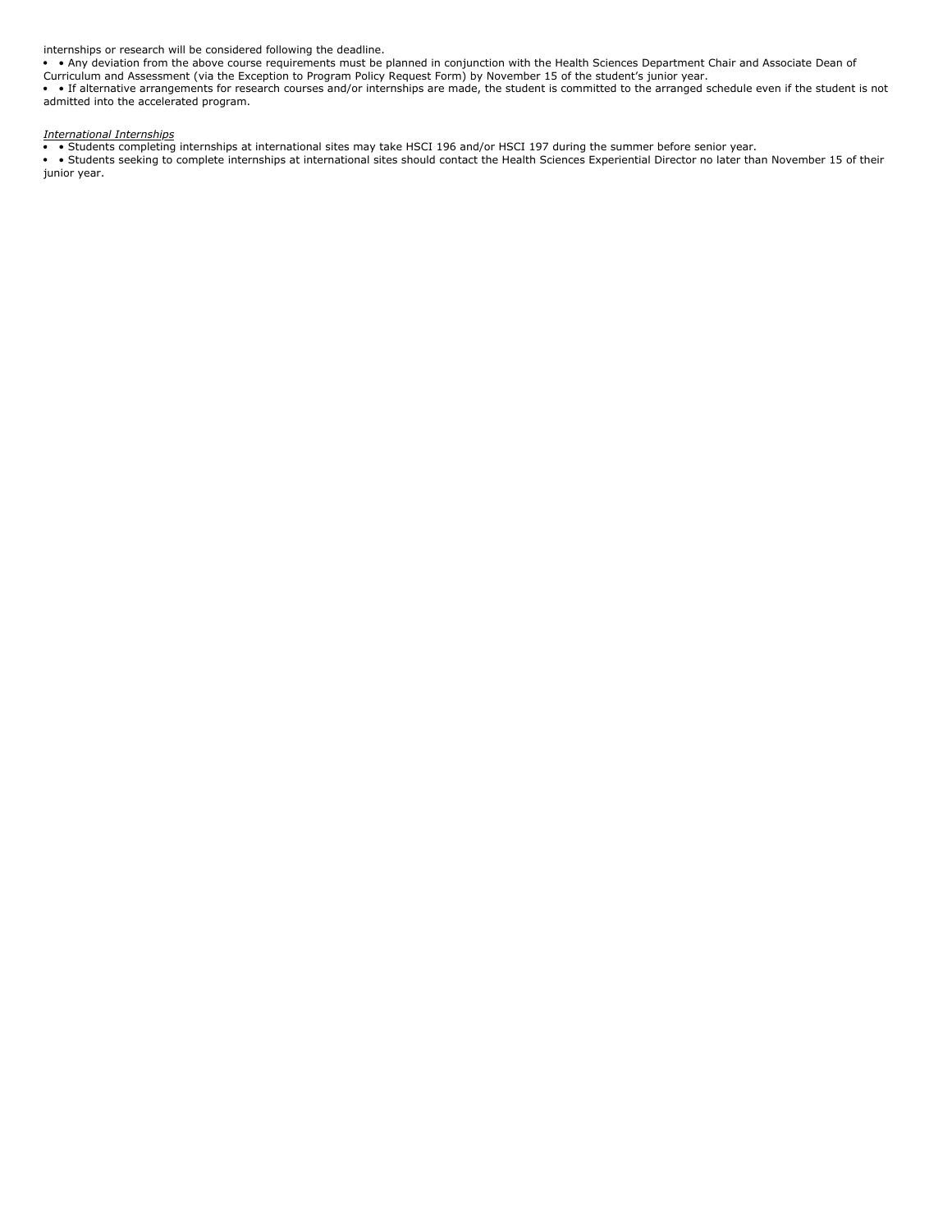internships or research will be considered following the deadline.

- • Any deviation from the above course requirements must be planned in conjunction with the Health Sciences Department Chair and Associate Dean of Curriculum and Assessment (via the Exception to Program Policy Request Form) by November 15 of the student's junior year.
- • If alternative arrangements for research courses and/or internships are made, the student is committed to the arranged schedule even if the student is not admitted into the accelerated program.

*International Internships*

- • Students completing internships at international sites may take HSCI 196 and/or HSCI 197 during the summer before senior year.
- • Students seeking to complete internships at international sites should contact the Health Sciences Experiential Director no later than November 15 of their junior year.